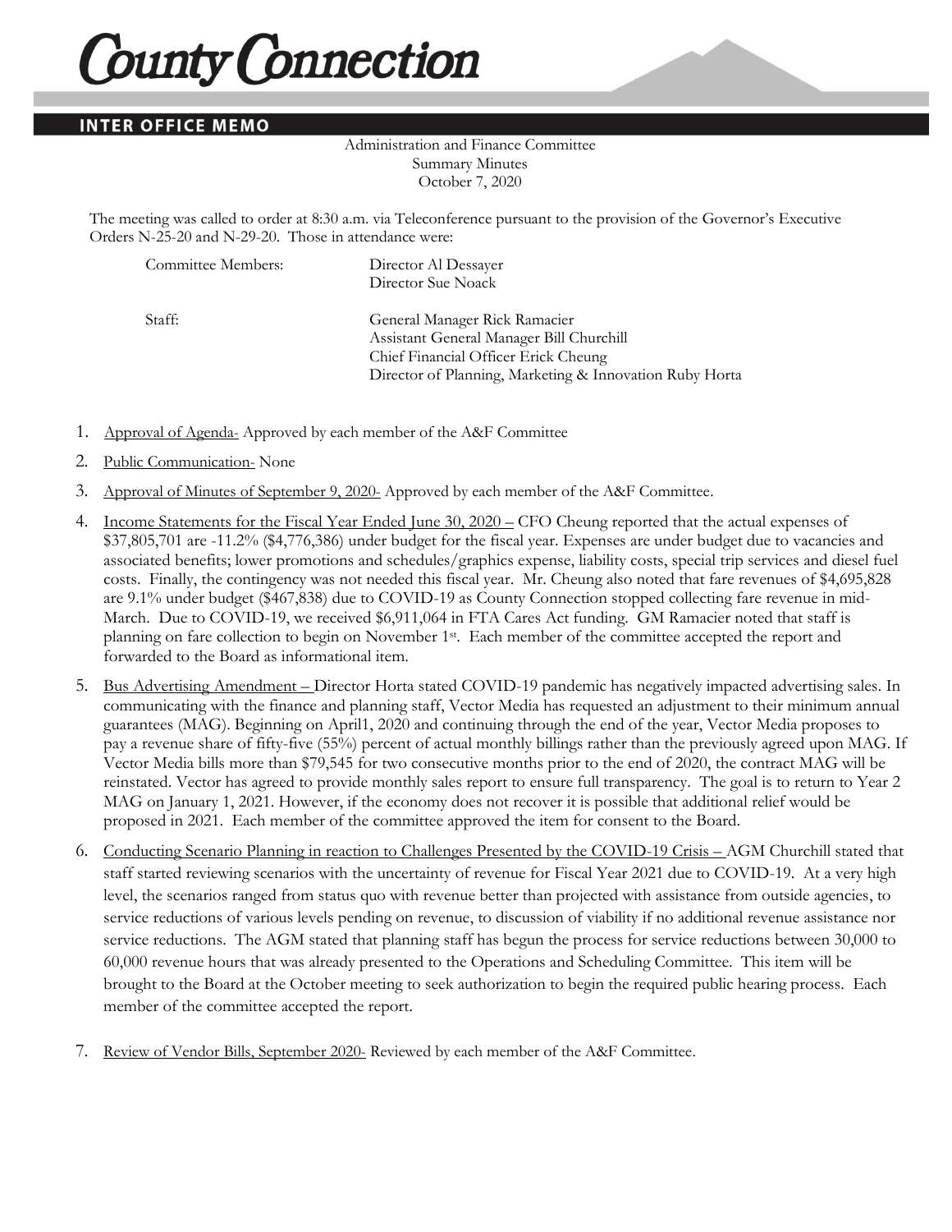# County Connection

## INTER OFFICE MEMO

Administration and Finance Committee
Summary Minutes
October 7, 2020

The meeting was called to order at 8:30 a.m. via Teleconference pursuant to the provision of the Governor's Executive Orders N-25-20 and N-29-20. Those in attendance were:

| | |
|---|---|
| Committee Members: | Director Al Dessayer<br>Director Sue Noack |
| Staff: | General Manager Rick Ramacier<br>Assistant General Manager Bill Churchill<br>Chief Financial Officer Erick Cheung<br>Director of Planning, Marketing & Innovation Ruby Horta |

1. Approval of Agenda- Approved by each member of the A&F Committee
2. Public Communication- None
3. Approval of Minutes of September 9, 2020- Approved by each member of the A&F Committee.
4. Income Statements for the Fiscal Year Ended June 30, 2020 – CFO Cheung reported that the actual expenses of $37,805,701 are -11.2% ($4,776,386) under budget for the fiscal year. Expenses are under budget due to vacancies and associated benefits; lower promotions and schedules/graphics expense, liability costs, special trip services and diesel fuel costs. Finally, the contingency was not needed this fiscal year. Mr. Cheung also noted that fare revenues of $4,695,828 are 9.1% under budget ($467,838) due to COVID-19 as County Connection stopped collecting fare revenue in mid-March. Due to COVID-19, we received $6,911,064 in FTA Cares Act funding. GM Ramacier noted that staff is planning on fare collection to begin on November 1st. Each member of the committee accepted the report and forwarded to the Board as informational item.
5. Bus Advertising Amendment – Director Horta stated COVID-19 pandemic has negatively impacted advertising sales. In communicating with the finance and planning staff, Vector Media has requested an adjustment to their minimum annual guarantees (MAG). Beginning on April1, 2020 and continuing through the end of the year, Vector Media proposes to pay a revenue share of fifty-five (55%) percent of actual monthly billings rather than the previously agreed upon MAG. If Vector Media bills more than $79,545 for two consecutive months prior to the end of 2020, the contract MAG will be reinstated. Vector has agreed to provide monthly sales report to ensure full transparency. The goal is to return to Year 2 MAG on January 1, 2021. However, if the economy does not recover it is possible that additional relief would be proposed in 2021. Each member of the committee approved the item for consent to the Board.
6. Conducting Scenario Planning in reaction to Challenges Presented by the COVID-19 Crisis – AGM Churchill stated that staff started reviewing scenarios with the uncertainty of revenue for Fiscal Year 2021 due to COVID-19. At a very high level, the scenarios ranged from status quo with revenue better than projected with assistance from outside agencies, to service reductions of various levels pending on revenue, to discussion of viability if no additional revenue assistance nor service reductions. The AGM stated that planning staff has begun the process for service reductions between 30,000 to 60,000 revenue hours that was already presented to the Operations and Scheduling Committee. This item will be brought to the Board at the October meeting to seek authorization to begin the required public hearing process. Each member of the committee accepted the report.
7. Review of Vendor Bills, September 2020- Reviewed by each member of the A&F Committee.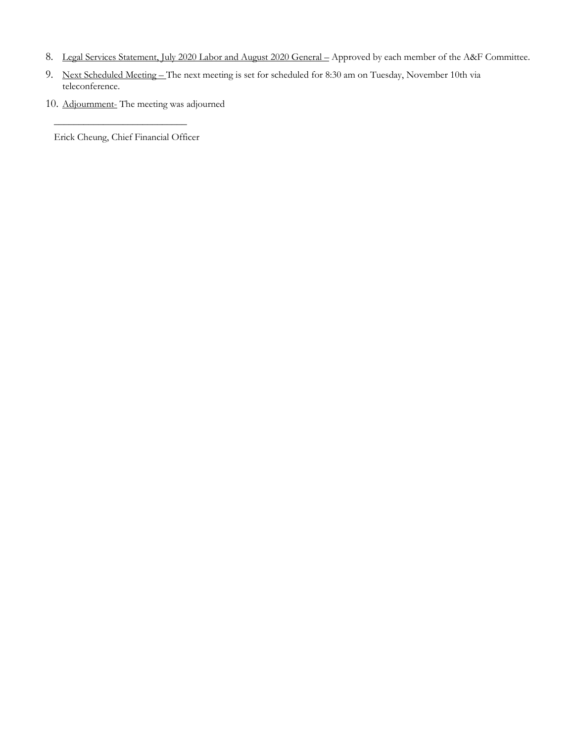8. Legal Services Statement, July 2020 Labor and August 2020 General – Approved by each member of the A&F Committee.
9. Next Scheduled Meeting – The next meeting is set for scheduled for 8:30 am on Tuesday, November 10th via teleconference.
10. Adjournment- The meeting was adjourned

\_\_\_\_\_\_\_\_\_\_\_\_\_\_\_\_\_\_\_\_\_\_\_\_\_\_\_\_

Erick Cheung, Chief Financial Officer